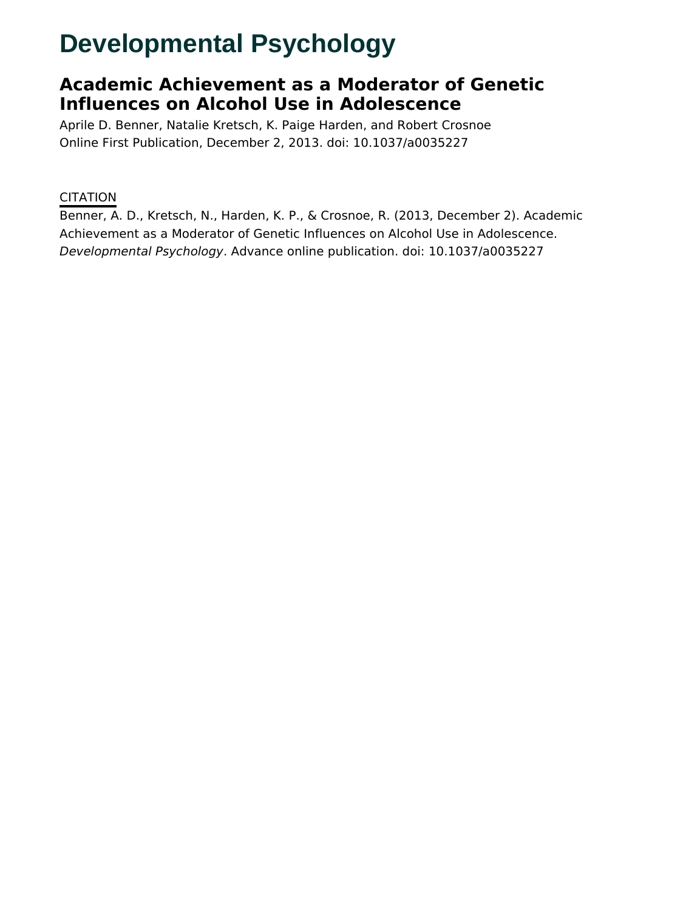# Developmental Psychology

## Academic Achievement as a Moderator of Genetic Influences on Alcohol Use in Adolescence

Aprile D. Benner, Natalie Kretsch, K. Paige Harden, and Robert Crosnoe

Online First Publication, December 2, 2013. doi: 10.1037/a0035227

CITATION

Benner, A. D., Kretsch, N., Harden, K. P., & Crosnoe, R. (2013, December 2). Academic Achievement as a Moderator of Genetic Influences on Alcohol Use in Adolescence. *Developmental Psychology*. Advance online publication. doi: 10.1037/a0035227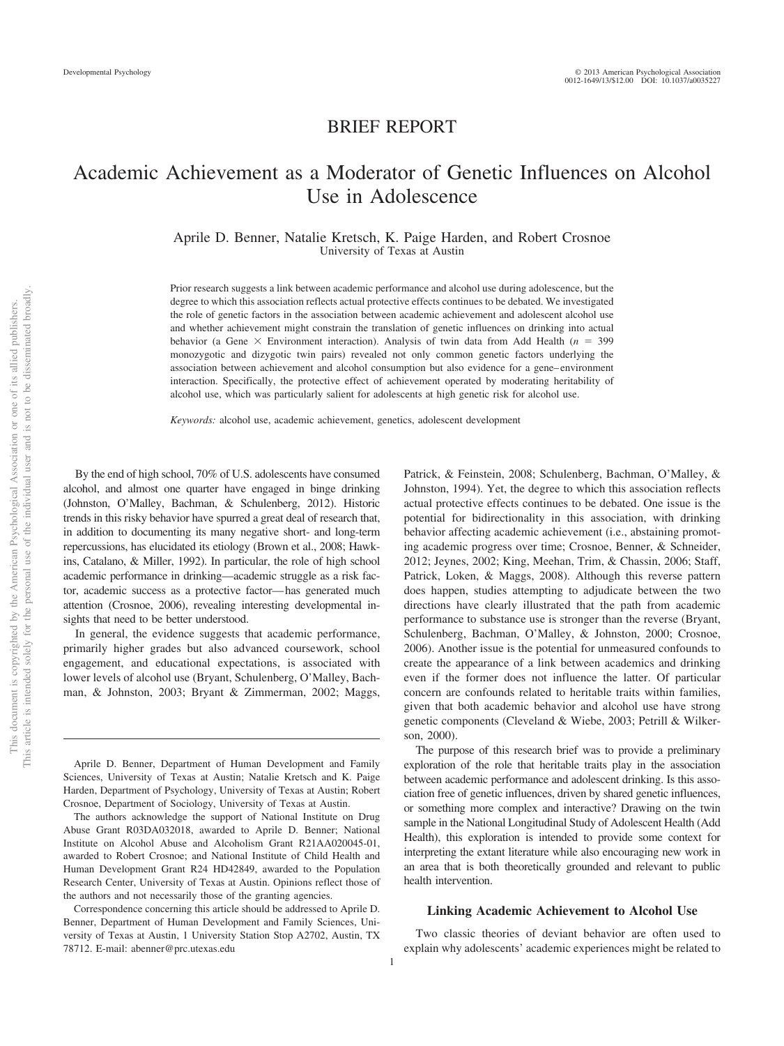BRIEF REPORT

# Academic Achievement as a Moderator of Genetic Influences on Alcohol Use in Adolescence

Aprile D. Benner, Natalie Kretsch, K. Paige Harden, and Robert Crosnoe
University of Texas at Austin

Prior research suggests a link between academic performance and alcohol use during adolescence, but the degree to which this association reflects actual protective effects continues to be debated. We investigated the role of genetic factors in the association between academic achievement and adolescent alcohol use and whether achievement might constrain the translation of genetic influences on drinking into actual behavior (a Gene × Environment interaction). Analysis of twin data from Add Health ($n$ = 399 monozygotic and dizygotic twin pairs) revealed not only common genetic factors underlying the association between achievement and alcohol consumption but also evidence for a gene–environment interaction. Specifically, the protective effect of achievement operated by moderating heritability of alcohol use, which was particularly salient for adolescents at high genetic risk for alcohol use.

*Keywords:* alcohol use, academic achievement, genetics, adolescent development

By the end of high school, 70% of U.S. adolescents have consumed alcohol, and almost one quarter have engaged in binge drinking (Johnston, O'Malley, Bachman, & Schulenberg, 2012). Historic trends in this risky behavior have spurred a great deal of research that, in addition to documenting its many negative short- and long-term repercussions, has elucidated its etiology (Brown et al., 2008; Hawkins, Catalano, & Miller, 1992). In particular, the role of high school academic performance in drinking—academic struggle as a risk factor, academic success as a protective factor—has generated much attention (Crosnoe, 2006), revealing interesting developmental insights that need to be better understood.

In general, the evidence suggests that academic performance, primarily higher grades but also advanced coursework, school engagement, and educational expectations, is associated with lower levels of alcohol use (Bryant, Schulenberg, O'Malley, Bachman, & Johnston, 2003; Bryant & Zimmerman, 2002; Maggs, Patrick, & Feinstein, 2008; Schulenberg, Bachman, O'Malley, & Johnston, 1994). Yet, the degree to which this association reflects actual protective effects continues to be debated. One issue is the potential for bidirectionality in this association, with drinking behavior affecting academic achievement (i.e., abstaining promoting academic progress over time; Crosnoe, Benner, & Schneider, 2012; Jeynes, 2002; King, Meehan, Trim, & Chassin, 2006; Staff, Patrick, Loken, & Maggs, 2008). Although this reverse pattern does happen, studies attempting to adjudicate between the two directions have clearly illustrated that the path from academic performance to substance use is stronger than the reverse (Bryant, Schulenberg, Bachman, O'Malley, & Johnston, 2000; Crosnoe, 2006). Another issue is the potential for unmeasured confounds to create the appearance of a link between academics and drinking even if the former does not influence the latter. Of particular concern are confounds related to heritable traits within families, given that both academic behavior and alcohol use have strong genetic components (Cleveland & Wiebe, 2003; Petrill & Wilkerson, 2000).

The purpose of this research brief was to provide a preliminary exploration of the role that heritable traits play in the association between academic performance and adolescent drinking. Is this association free of genetic influences, driven by shared genetic influences, or something more complex and interactive? Drawing on the twin sample in the National Longitudinal Study of Adolescent Health (Add Health), this exploration is intended to provide some context for interpreting the extant literature while also encouraging new work in an area that is both theoretically grounded and relevant to public health intervention.

## Linking Academic Achievement to Alcohol Use

Two classic theories of deviant behavior are often used to explain why adolescents' academic experiences might be related to

---

Aprile D. Benner, Department of Human Development and Family Sciences, University of Texas at Austin; Natalie Kretsch and K. Paige Harden, Department of Psychology, University of Texas at Austin; Robert Crosnoe, Department of Sociology, University of Texas at Austin.

The authors acknowledge the support of National Institute on Drug Abuse Grant R03DA032018, awarded to Aprile D. Benner; National Institute on Alcohol Abuse and Alcoholism Grant R21AA020045-01, awarded to Robert Crosnoe; and National Institute of Child Health and Human Development Grant R24 HD42849, awarded to the Population Research Center, University of Texas at Austin. Opinions reflect those of the authors and not necessarily those of the granting agencies.

Correspondence concerning this article should be addressed to Aprile D. Benner, Department of Human Development and Family Sciences, University of Texas at Austin, 1 University Station Stop A2702, Austin, TX 78712. E-mail: abenner@prc.utexas.edu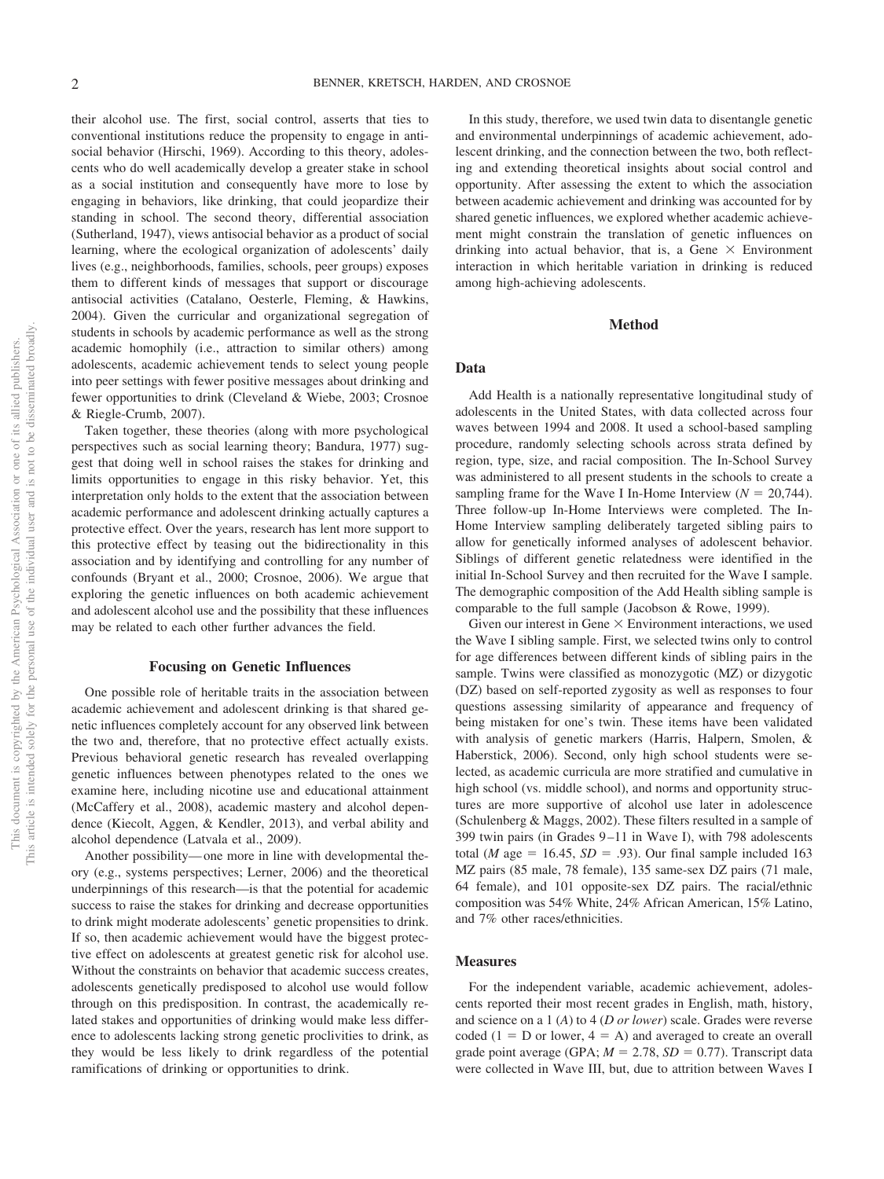their alcohol use. The first, social control, asserts that ties to conventional institutions reduce the propensity to engage in antisocial behavior (Hirschi, 1969). According to this theory, adolescents who do well academically develop a greater stake in school as a social institution and consequently have more to lose by engaging in behaviors, like drinking, that could jeopardize their standing in school. The second theory, differential association (Sutherland, 1947), views antisocial behavior as a product of social learning, where the ecological organization of adolescents' daily lives (e.g., neighborhoods, families, schools, peer groups) exposes them to different kinds of messages that support or discourage antisocial activities (Catalano, Oesterle, Fleming, & Hawkins, 2004). Given the curricular and organizational segregation of students in schools by academic performance as well as the strong academic homophily (i.e., attraction to similar others) among adolescents, academic achievement tends to select young people into peer settings with fewer positive messages about drinking and fewer opportunities to drink (Cleveland & Wiebe, 2003; Crosnoe & Riegle-Crumb, 2007).

Taken together, these theories (along with more psychological perspectives such as social learning theory; Bandura, 1977) suggest that doing well in school raises the stakes for drinking and limits opportunities to engage in this risky behavior. Yet, this interpretation only holds to the extent that the association between academic performance and adolescent drinking actually captures a protective effect. Over the years, research has lent more support to this protective effect by teasing out the bidirectionality in this association and by identifying and controlling for any number of confounds (Bryant et al., 2000; Crosnoe, 2006). We argue that exploring the genetic influences on both academic achievement and adolescent alcohol use and the possibility that these influences may be related to each other further advances the field.

## Focusing on Genetic Influences

One possible role of heritable traits in the association between academic achievement and adolescent drinking is that shared genetic influences completely account for any observed link between the two and, therefore, that no protective effect actually exists. Previous behavioral genetic research has revealed overlapping genetic influences between phenotypes related to the ones we examine here, including nicotine use and educational attainment (McCaffery et al., 2008), academic mastery and alcohol dependence (Kiecolt, Aggen, & Kendler, 2013), and verbal ability and alcohol dependence (Latvala et al., 2009).

Another possibility—one more in line with developmental theory (e.g., systems perspectives; Lerner, 2006) and the theoretical underpinnings of this research—is that the potential for academic success to raise the stakes for drinking and decrease opportunities to drink might moderate adolescents' genetic propensities to drink. If so, then academic achievement would have the biggest protective effect on adolescents at greatest genetic risk for alcohol use. Without the constraints on behavior that academic success creates, adolescents genetically predisposed to alcohol use would follow through on this predisposition. In contrast, the academically related stakes and opportunities of drinking would make less difference to adolescents lacking strong genetic proclivities to drink, as they would be less likely to drink regardless of the potential ramifications of drinking or opportunities to drink.

In this study, therefore, we used twin data to disentangle genetic and environmental underpinnings of academic achievement, adolescent drinking, and the connection between the two, both reflecting and extending theoretical insights about social control and opportunity. After assessing the extent to which the association between academic achievement and drinking was accounted for by shared genetic influences, we explored whether academic achievement might constrain the translation of genetic influences on drinking into actual behavior, that is, a Gene × Environment interaction in which heritable variation in drinking is reduced among high-achieving adolescents.

## Method

### Data

Add Health is a nationally representative longitudinal study of adolescents in the United States, with data collected across four waves between 1994 and 2008. It used a school-based sampling procedure, randomly selecting schools across strata defined by region, type, size, and racial composition. The In-School Survey was administered to all present students in the schools to create a sampling frame for the Wave I In-Home Interview ($N = 20{,}744$). Three follow-up In-Home Interviews were completed. The In-Home Interview sampling deliberately targeted sibling pairs to allow for genetically informed analyses of adolescent behavior. Siblings of different genetic relatedness were identified in the initial In-School Survey and then recruited for the Wave I sample. The demographic composition of the Add Health sibling sample is comparable to the full sample (Jacobson & Rowe, 1999).

Given our interest in Gene × Environment interactions, we used the Wave I sibling sample. First, we selected twins only to control for age differences between different kinds of sibling pairs in the sample. Twins were classified as monozygotic (MZ) or dizygotic (DZ) based on self-reported zygosity as well as responses to four questions assessing similarity of appearance and frequency of being mistaken for one's twin. These items have been validated with analysis of genetic markers (Harris, Halpern, Smolen, & Haberstick, 2006). Second, only high school students were selected, as academic curricula are more stratified and cumulative in high school (vs. middle school), and norms and opportunity structures are more supportive of alcohol use later in adolescence (Schulenberg & Maggs, 2002). These filters resulted in a sample of 399 twin pairs (in Grades 9–11 in Wave I), with 798 adolescents total ($M$ age $= 16.45$, $SD = .93$). Our final sample included 163 MZ pairs (85 male, 78 female), 135 same-sex DZ pairs (71 male, 64 female), and 101 opposite-sex DZ pairs. The racial/ethnic composition was 54% White, 24% African American, 15% Latino, and 7% other races/ethnicities.

### Measures

For the independent variable, academic achievement, adolescents reported their most recent grades in English, math, history, and science on a 1 (*A*) to 4 (*D or lower*) scale. Grades were reverse coded (1 = D or lower, 4 = A) and averaged to create an overall grade point average (GPA; $M = 2.78$, $SD = 0.77$). Transcript data were collected in Wave III, but, due to attrition between Waves I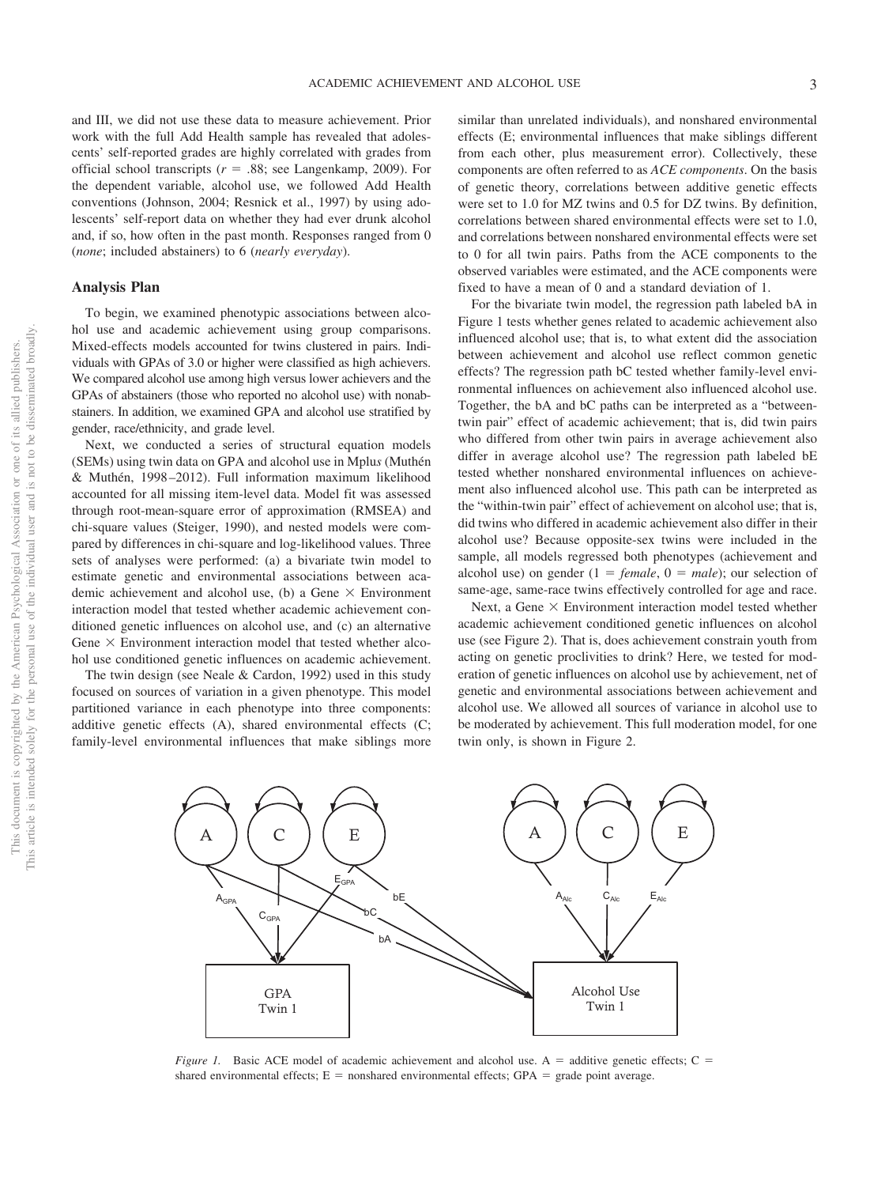and III, we did not use these data to measure achievement. Prior work with the full Add Health sample has revealed that adolescents' self-reported grades are highly correlated with grades from official school transcripts ($r = .88$; see Langenkamp, 2009). For the dependent variable, alcohol use, we followed Add Health conventions (Johnson, 2004; Resnick et al., 1997) by using adolescents' self-report data on whether they had ever drunk alcohol and, if so, how often in the past month. Responses ranged from 0 (*none*; included abstainers) to 6 (*nearly everyday*).

## Analysis Plan

To begin, we examined phenotypic associations between alcohol use and academic achievement using group comparisons. Mixed-effects models accounted for twins clustered in pairs. Individuals with GPAs of 3.0 or higher were classified as high achievers. We compared alcohol use among high versus lower achievers and the GPAs of abstainers (those who reported no alcohol use) with nonabstainers. In addition, we examined GPA and alcohol use stratified by gender, race/ethnicity, and grade level.

Next, we conducted a series of structural equation models (SEMs) using twin data on GPA and alcohol use in M*plus* (Muthén & Muthén, 1998–2012). Full information maximum likelihood accounted for all missing item-level data. Model fit was assessed through root-mean-square error of approximation (RMSEA) and chi-square values (Steiger, 1990), and nested models were compared by differences in chi-square and log-likelihood values. Three sets of analyses were performed: (a) a bivariate twin model to estimate genetic and environmental associations between academic achievement and alcohol use, (b) a Gene × Environment interaction model that tested whether academic achievement conditioned genetic influences on alcohol use, and (c) an alternative Gene × Environment interaction model that tested whether alcohol use conditioned genetic influences on academic achievement.

The twin design (see Neale & Cardon, 1992) used in this study focused on sources of variation in a given phenotype. This model partitioned variance in each phenotype into three components: additive genetic effects (A), shared environmental effects (C; family-level environmental influences that make siblings more similar than unrelated individuals), and nonshared environmental effects (E; environmental influences that make siblings different from each other, plus measurement error). Collectively, these components are often referred to as *ACE components*. On the basis of genetic theory, correlations between additive genetic effects were set to 1.0 for MZ twins and 0.5 for DZ twins. By definition, correlations between shared environmental effects were set to 1.0, and correlations between nonshared environmental effects were set to 0 for all twin pairs. Paths from the ACE components to the observed variables were estimated, and the ACE components were fixed to have a mean of 0 and a standard deviation of 1.

For the bivariate twin model, the regression path labeled bA in Figure 1 tests whether genes related to academic achievement also influenced alcohol use; that is, to what extent did the association between achievement and alcohol use reflect common genetic effects? The regression path bC tested whether family-level environmental influences on achievement also influenced alcohol use. Together, the bA and bC paths can be interpreted as a "between-twin pair" effect of academic achievement; that is, did twin pairs who differed from other twin pairs in average achievement also differ in average alcohol use? The regression path labeled bE tested whether nonshared environmental influences on achievement also influenced alcohol use. This path can be interpreted as the "within-twin pair" effect of achievement on alcohol use; that is, did twins who differed in academic achievement also differ in their alcohol use? Because opposite-sex twins were included in the sample, all models regressed both phenotypes (achievement and alcohol use) on gender (1 = *female*, 0 = *male*); our selection of same-age, same-race twins effectively controlled for age and race.

Next, a Gene × Environment interaction model tested whether academic achievement conditioned genetic influences on alcohol use (see Figure 2). That is, does achievement constrain youth from acting on genetic proclivities to drink? Here, we tested for moderation of genetic influences on alcohol use by achievement, net of genetic and environmental associations between achievement and alcohol use. We allowed all sources of variance in alcohol use to be moderated by achievement. This full moderation model, for one twin only, is shown in Figure 2.

*Figure 1.* Basic ACE model of academic achievement and alcohol use. A = additive genetic effects; C = shared environmental effects; E = nonshared environmental effects; GPA = grade point average.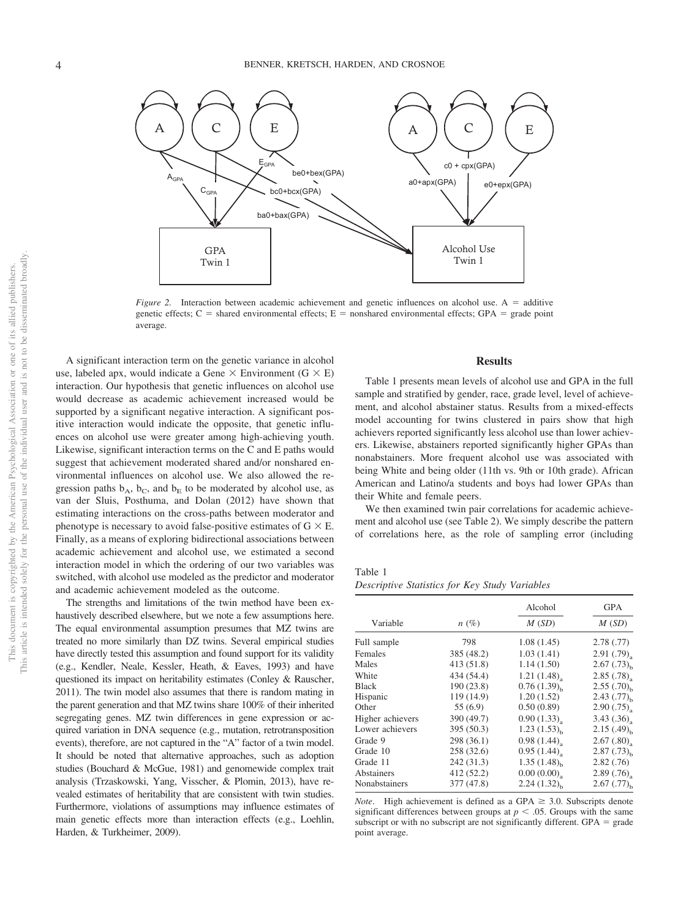*Figure 2.* Interaction between academic achievement and genetic influences on alcohol use. A = additive genetic effects; C = shared environmental effects; E = nonshared environmental effects; GPA = grade point average.

A significant interaction term on the genetic variance in alcohol use, labeled apx, would indicate a Gene × Environment (G × E) interaction. Our hypothesis that genetic influences on alcohol use would decrease as academic achievement increased would be supported by a significant negative interaction. A significant positive interaction would indicate the opposite, that genetic influences on alcohol use were greater among high-achieving youth. Likewise, significant interaction terms on the C and E paths would suggest that achievement moderated shared and/or nonshared environmental influences on alcohol use. We also allowed the regression paths $b_A$, $b_C$, and $b_E$ to be moderated by alcohol use, as van der Sluis, Posthuma, and Dolan (2012) have shown that estimating interactions on the cross-paths between moderator and phenotype is necessary to avoid false-positive estimates of G × E. Finally, as a means of exploring bidirectional associations between academic achievement and alcohol use, we estimated a second interaction model in which the ordering of our two variables was switched, with alcohol use modeled as the predictor and moderator and academic achievement modeled as the outcome.

The strengths and limitations of the twin method have been exhaustively described elsewhere, but we note a few assumptions here. The equal environmental assumption presumes that MZ twins are treated no more similarly than DZ twins. Several empirical studies have directly tested this assumption and found support for its validity (e.g., Kendler, Neale, Kessler, Heath, & Eaves, 1993) and have questioned its impact on heritability estimates (Conley & Rauscher, 2011). The twin model also assumes that there is random mating in the parent generation and that MZ twins share 100% of their inherited segregating genes. MZ twin differences in gene expression or acquired variation in DNA sequence (e.g., mutation, retrotransposition events), therefore, are not captured in the "A" factor of a twin model. It should be noted that alternative approaches, such as adoption studies (Bouchard & McGue, 1981) and genomewide complex trait analysis (Trzaskowski, Yang, Visscher, & Plomin, 2013), have revealed estimates of heritability that are consistent with twin studies. Furthermore, violations of assumptions may influence estimates of main genetic effects more than interaction effects (e.g., Loehlin, Harden, & Turkheimer, 2009).

## Results

Table 1 presents mean levels of alcohol use and GPA in the full sample and stratified by gender, race, grade level, level of achievement, and alcohol abstainer status. Results from a mixed-effects model accounting for twins clustered in pairs show that high achievers reported significantly less alcohol use than lower achievers. Likewise, abstainers reported significantly higher GPAs than nonabstainers. More frequent alcohol use was associated with being White and being older (11th vs. 9th or 10th grade). African American and Latino/a students and boys had lower GPAs than their White and female peers.

We then examined twin pair correlations for academic achievement and alcohol use (see Table 2). We simply describe the pattern of correlations here, as the role of sampling error (including

Table 1
*Descriptive Statistics for Key Study Variables*

| Variable | *n* (%) | Alcohol *M* (*SD*) | GPA *M* (*SD*) |
|---|---|---|---|
| Full sample | 798 | 1.08 (1.45) | 2.78 (.77) |
| Females | 385 (48.2) | 1.03 (1.41) | $2.91\ (.79)_a$ |
| Males | 413 (51.8) | 1.14 (1.50) | $2.67\ (.73)_b$ |
| White | 434 (54.4) | $1.21\ (1.48)_a$ | $2.85\ (.78)_a$ |
| Black | 190 (23.8) | $0.76\ (1.39)_b$ | $2.55\ (.70)_b$ |
| Hispanic | 119 (14.9) | 1.20 (1.52) | $2.43\ (.77)_b$ |
| Other | 55 (6.9) | 0.50 (0.89) | $2.90\ (.75)_a$ |
| Higher achievers | 390 (49.7) | $0.90\ (1.33)_a$ | $3.43\ (.36)_a$ |
| Lower achievers | 395 (50.3) | $1.23\ (1.53)_b$ | $2.15\ (.49)_b$ |
| Grade 9 | 298 (36.1) | $0.98\ (1.44)_a$ | $2.67\ (.80)_a$ |
| Grade 10 | 258 (32.6) | $0.95\ (1.44)_a$ | $2.87\ (.73)_b$ |
| Grade 11 | 242 (31.3) | $1.35\ (1.48)_b$ | 2.82 (.76) |
| Abstainers | 412 (52.2) | $0.00\ (0.00)_a$ | $2.89\ (.76)_a$ |
| Nonabstainers | 377 (47.8) | $2.24\ (1.32)_b$ | $2.67\ (.77)_b$ |

*Note.* High achievement is defined as a GPA ≥ 3.0. Subscripts denote significant differences between groups at $p < .05$. Groups with the same subscript or with no subscript are not significantly different. GPA = grade point average.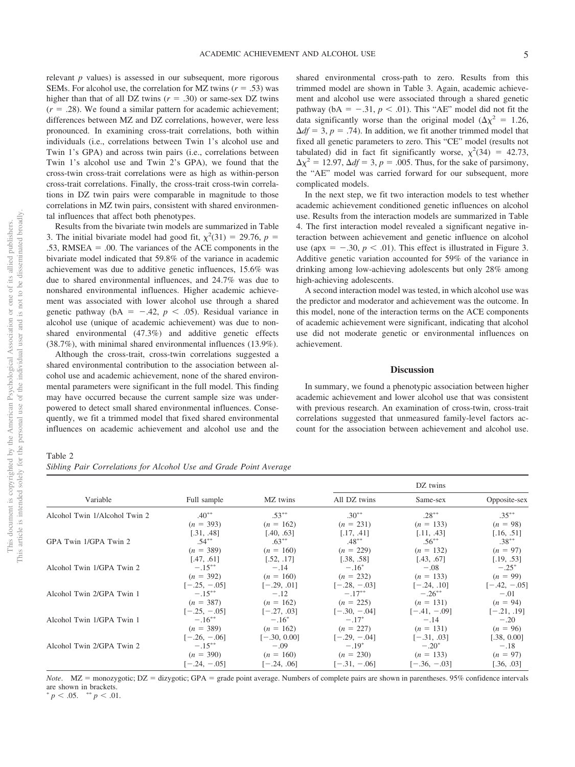relevant *p* values) is assessed in our subsequent, more rigorous SEMs. For alcohol use, the correlation for MZ twins ($r = .53$) was higher than that of all DZ twins ($r = .30$) or same-sex DZ twins ($r = .28$). We found a similar pattern for academic achievement; differences between MZ and DZ correlations, however, were less pronounced. In examining cross-trait correlations, both within individuals (i.e., correlations between Twin 1's alcohol use and Twin 1's GPA) and across twin pairs (i.e., correlations between Twin 1's alcohol use and Twin 2's GPA), we found that the cross-twin cross-trait correlations were as high as within-person cross-trait correlations. Finally, the cross-trait cross-twin correlations in DZ twin pairs were comparable in magnitude to those correlations in MZ twin pairs, consistent with shared environmental influences that affect both phenotypes.

Results from the bivariate twin models are summarized in Table 3. The initial bivariate model had good fit, $\chi^2(31) = 29.76$, $p = .53$, RMSEA $= .00$. The variances of the ACE components in the bivariate model indicated that 59.8% of the variance in academic achievement was due to additive genetic influences, 15.6% was due to shared environmental influences, and 24.7% was due to nonshared environmental influences. Higher academic achievement was associated with lower alcohol use through a shared genetic pathway (bA $= -.42$, $p < .05$). Residual variance in alcohol use (unique of academic achievement) was due to nonshared environmental (47.3%) and additive genetic effects (38.7%), with minimal shared environmental influences (13.9%).

Although the cross-trait, cross-twin correlations suggested a shared environmental contribution to the association between alcohol use and academic achievement, none of the shared environmental parameters were significant in the full model. This finding may have occurred because the current sample size was underpowered to detect small shared environmental influences. Consequently, we fit a trimmed model that fixed shared environmental influences on academic achievement and alcohol use and the shared environmental cross-path to zero. Results from this trimmed model are shown in Table 3. Again, academic achievement and alcohol use were associated through a shared genetic pathway (bA $= -.31$, $p < .01$). This "AE" model did not fit the data significantly worse than the original model ($\Delta\chi^2 = 1.26$, $\Delta df = 3$, $p = .74$). In addition, we fit another trimmed model that fixed all genetic parameters to zero. This "CE" model (results not tabulated) did in fact fit significantly worse, $\chi^2(34) = 42.73$, $\Delta\chi^2 = 12.97$, $\Delta df = 3$, $p = .005$. Thus, for the sake of parsimony, the "AE" model was carried forward for our subsequent, more complicated models.

In the next step, we fit two interaction models to test whether academic achievement conditioned genetic influences on alcohol use. Results from the interaction models are summarized in Table 4. The first interaction model revealed a significant negative interaction between achievement and genetic influence on alcohol use (apx $= -.30$, $p < .01$). This effect is illustrated in Figure 3. Additive genetic variation accounted for 59% of the variance in drinking among low-achieving adolescents but only 28% among high-achieving adolescents.

A second interaction model was tested, in which alcohol use was the predictor and moderator and achievement was the outcome. In this model, none of the interaction terms on the ACE components of academic achievement were significant, indicating that alcohol use did not moderate genetic or environmental influences on achievement.

## Discussion

In summary, we found a phenotypic association between higher academic achievement and lower alcohol use that was consistent with previous research. An examination of cross-twin, cross-trait correlations suggested that unmeasured family-level factors account for the association between achievement and alcohol use.

Table 2
*Sibling Pair Correlations for Alcohol Use and Grade Point Average*

| | | | DZ twins | | |
|---|---|---|---|---|---|
| Variable | Full sample | MZ twins | All DZ twins | Same-sex | Opposite-sex |
| Alcohol Twin 1/Alcohol Twin 2 | .40** ($n$ = 393) [.31, .48] | .53** ($n$ = 162) [.40, .63] | .30** ($n$ = 231) [.17, .41] | .28** ($n$ = 133) [.11, .43] | .35** ($n$ = 98) [.16, .51] |
| GPA Twin 1/GPA Twin 2 | .54** ($n$ = 389) [.47, .61] | .63** ($n$ = 160) [.52, .17] | .48** ($n$ = 229) [.38, .58] | .56** ($n$ = 132) [.43, .67] | .38** ($n$ = 97) [.19, .53] |
| Alcohol Twin 1/GPA Twin 2 | −.15** ($n$ = 392) [−.25, −.05] | −.14 ($n$ = 160) [−.29, .01] | −.16* ($n$ = 232) [−.28, −.03] | −.08 ($n$ = 133) [−.24, .10] | −.25* ($n$ = 99) [−.42, −.05] |
| Alcohol Twin 2/GPA Twin 1 | −.15** ($n$ = 387) [−.25, −.05] | −.12 ($n$ = 162) [−.27, .03] | −.17** ($n$ = 225) [−.30, −.04] | −.26** ($n$ = 131) [−.41, −.09] | −.01 ($n$ = 94) [−.21, .19] |
| Alcohol Twin 1/GPA Twin 1 | −.16** ($n$ = 389) [−.26, −.06] | −.16* ($n$ = 162) [−.30, 0.00] | −.17* ($n$ = 227) [−.29, −.04] | −.14 ($n$ = 131) [−.31, .03] | −.20 ($n$ = 96) [.38, 0.00] |
| Alcohol Twin 2/GPA Twin 2 | −.15** ($n$ = 390) [−.24, −.05] | −.09 ($n$ = 160) [−.24, .06] | −.19* ($n$ = 230) [−.31, −.06] | −.20* ($n$ = 133) [−.36, −.03] | −.18 ($n$ = 97) [.36, .03] |

*Note*. MZ = monozygotic; DZ = dizygotic; GPA = grade point average. Numbers of complete pairs are shown in parentheses. 95% confidence intervals are shown in brackets.
* $p < .05$. ** $p < .01$.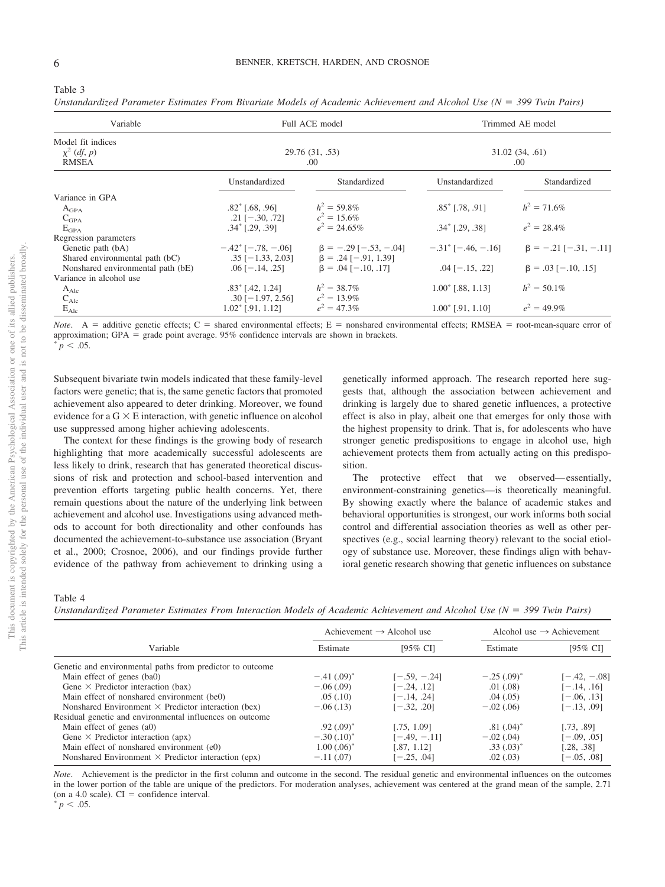Table 3

*Unstandardized Parameter Estimates From Bivariate Models of Academic Achievement and Alcohol Use (N = 399 Twin Pairs)*

| Variable | Full ACE model | | Trimmed AE model | |
|---|---|---|---|---|
| Model fit indices | | | | |
| $\chi^2$ (*df*, *p*) | 29.76 (31, .53) | | 31.02 (34, .61) | |
| RMSEA | .00 | | .00 | |
| | Unstandardized | Standardized | Unstandardized | Standardized |
| Variance in GPA | | | | |
| $A_{GPA}$ | .82* [.68, .96] | $h^2$ = 59.8% | .85* [.78, .91] | $h^2$ = 71.6% |
| $C_{GPA}$ | .21 [−.30, .72] | $c^2$ = 15.6% | | |
| $E_{GPA}$ | .34* [.29, .39] | $e^2$ = 24.65% | .34* [.29, .38] | $e^2$ = 28.4% |
| Regression parameters | | | | |
| Genetic path (bA) | −.42* [−.78, −.06] | β = −.29 [−.53, −.04] | −.31* [−.46, −.16] | β = −.21 [−.31, −.11] |
| Shared environmental path (bC) | .35 [−1.33, 2.03] | β = .24 [−.91, 1.39] | | |
| Nonshared environmental path (bE) | .06 [−.14, .25] | β = .04 [−.10, .17] | .04 [−.15, .22] | β = .03 [−.10, .15] |
| Variance in alcohol use | | | | |
| $A_{Alc}$ | .83* [.42, 1.24] | $h^2$ = 38.7% | 1.00* [.88, 1.13] | $h^2$ = 50.1% |
| $C_{Alc}$ | .30 [−1.97, 2.56] | $c^2$ = 13.9% | | |
| $E_{Alc}$ | 1.02* [.91, 1.12] | $e^2$ = 47.3% | 1.00* [.91, 1.10] | $e^2$ = 49.9% |

*Note*. A = additive genetic effects; C = shared environmental effects; E = nonshared environmental effects; RMSEA = root-mean-square error of approximation; GPA = grade point average. 95% confidence intervals are shown in brackets.
* $p < .05$.

Subsequent bivariate twin models indicated that these family-level factors were genetic; that is, the same genetic factors that promoted achievement also appeared to deter drinking. Moreover, we found evidence for a G × E interaction, with genetic influence on alcohol use suppressed among higher achieving adolescents.

The context for these findings is the growing body of research highlighting that more academically successful adolescents are less likely to drink, research that has generated theoretical discussions of risk and protection and school-based intervention and prevention efforts targeting public health concerns. Yet, there remain questions about the nature of the underlying link between achievement and alcohol use. Investigations using advanced methods to account for both directionality and other confounds has documented the achievement-to-substance use association (Bryant et al., 2000; Crosnoe, 2006), and our findings provide further evidence of the pathway from achievement to drinking using a genetically informed approach. The research reported here suggests that, although the association between achievement and drinking is largely due to shared genetic influences, a protective effect is also in play, albeit one that emerges for only those with the highest propensity to drink. That is, for adolescents who have stronger genetic predispositions to engage in alcohol use, high achievement protects them from actually acting on this predisposition.

The protective effect that we observed—essentially, environment-constraining genetics—is theoretically meaningful. By showing exactly where the balance of academic stakes and behavioral opportunities is strongest, our work informs both social control and differential association theories as well as other perspectives (e.g., social learning theory) relevant to the social etiology of substance use. Moreover, these findings align with behavioral genetic research showing that genetic influences on substance

Table 4

*Unstandardized Parameter Estimates From Interaction Models of Academic Achievement and Alcohol Use (N = 399 Twin Pairs)*

| Variable | Achievement → Alcohol use | | Alcohol use → Achievement | |
|---|---|---|---|---|
| | Estimate | [95% CI] | Estimate | [95% CI] |
| Genetic and environmental paths from predictor to outcome | | | | |
| Main effect of genes (ba0) | −.41 (.09)* | [−.59, −.24] | −.25 (.09)* | [−.42, −.08] |
| Gene × Predictor interaction (bax) | −.06 (.09) | [−.24, .12] | .01 (.08) | [−.14, .16] |
| Main effect of nonshared environment (be0) | .05 (.10) | [−.14, .24] | .04 (.05) | [−.06, .13] |
| Nonshared Environment × Predictor interaction (bex) | −.06 (.13) | [−.32, .20] | −.02 (.06) | [−.13, .09] |
| Residual genetic and environmental influences on outcome | | | | |
| Main effect of genes (a0) | .92 (.09)* | [.75, 1.09] | .81 (.04)* | [.73, .89] |
| Gene × Predictor interaction (apx) | −.30 (.10)* | [−.49, −.11] | −.02 (.04) | [−.09, .05] |
| Main effect of nonshared environment (e0) | 1.00 (.06)* | [.87, 1.12] | .33 (.03)* | [.28, .38] |
| Nonshared Environment × Predictor interaction (epx) | −.11 (.07) | [−.25, .04] | .02 (.03) | [−.05, .08] |

*Note*. Achievement is the predictor in the first column and outcome in the second. The residual genetic and environmental influences on the outcomes in the lower portion of the table are unique of the predictors. For moderation analyses, achievement was centered at the grand mean of the sample, 2.71 (on a 4.0 scale). CI = confidence interval.
* $p < .05$.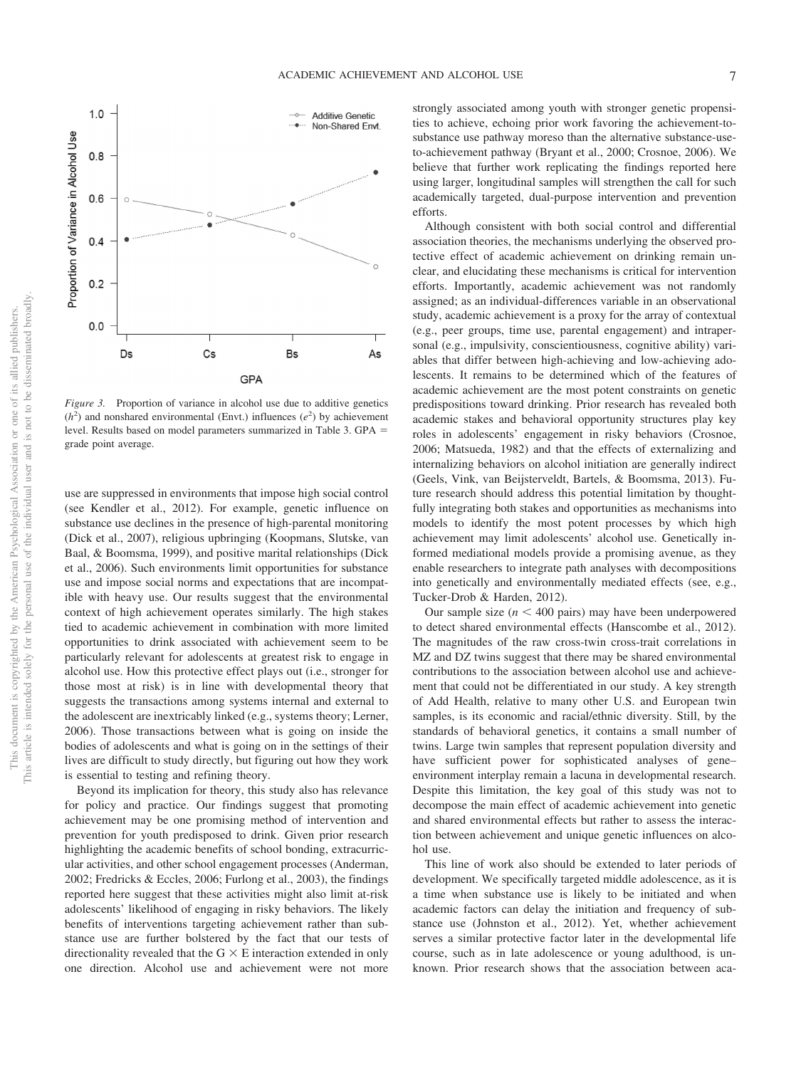*Figure 3.* Proportion of variance in alcohol use due to additive genetics ($h^2$) and nonshared environmental (Envt.) influences ($e^2$) by achievement level. Results based on model parameters summarized in Table 3. GPA = grade point average.

use are suppressed in environments that impose high social control (see Kendler et al., 2012). For example, genetic influence on substance use declines in the presence of high-parental monitoring (Dick et al., 2007), religious upbringing (Koopmans, Slutske, van Baal, & Boomsma, 1999), and positive marital relationships (Dick et al., 2006). Such environments limit opportunities for substance use and impose social norms and expectations that are incompatible with heavy use. Our results suggest that the environmental context of high achievement operates similarly. The high stakes tied to academic achievement in combination with more limited opportunities to drink associated with achievement seem to be particularly relevant for adolescents at greatest risk to engage in alcohol use. How this protective effect plays out (i.e., stronger for those most at risk) is in line with developmental theory that suggests the transactions among systems internal and external to the adolescent are inextricably linked (e.g., systems theory; Lerner, 2006). Those transactions between what is going on inside the bodies of adolescents and what is going on in the settings of their lives are difficult to study directly, but figuring out how they work is essential to testing and refining theory.

Beyond its implication for theory, this study also has relevance for policy and practice. Our findings suggest that promoting achievement may be one promising method of intervention and prevention for youth predisposed to drink. Given prior research highlighting the academic benefits of school bonding, extracurricular activities, and other school engagement processes (Anderman, 2002; Fredricks & Eccles, 2006; Furlong et al., 2003), the findings reported here suggest that these activities might also limit at-risk adolescents' likelihood of engaging in risky behaviors. The likely benefits of interventions targeting achievement rather than substance use are further bolstered by the fact that our tests of directionality revealed that the G × E interaction extended in only one direction. Alcohol use and achievement were not more strongly associated among youth with stronger genetic propensities to achieve, echoing prior work favoring the achievement-to-substance use pathway moreso than the alternative substance-use-to-achievement pathway (Bryant et al., 2000; Crosnoe, 2006). We believe that further work replicating the findings reported here using larger, longitudinal samples will strengthen the call for such academically targeted, dual-purpose intervention and prevention efforts.

Although consistent with both social control and differential association theories, the mechanisms underlying the observed protective effect of academic achievement on drinking remain unclear, and elucidating these mechanisms is critical for intervention efforts. Importantly, academic achievement was not randomly assigned; as an individual-differences variable in an observational study, academic achievement is a proxy for the array of contextual (e.g., peer groups, time use, parental engagement) and intrapersonal (e.g., impulsivity, conscientiousness, cognitive ability) variables that differ between high-achieving and low-achieving adolescents. It remains to be determined which of the features of academic achievement are the most potent constraints on genetic predispositions toward drinking. Prior research has revealed both academic stakes and behavioral opportunity structures play key roles in adolescents' engagement in risky behaviors (Crosnoe, 2006; Matsueda, 1982) and that the effects of externalizing and internalizing behaviors on alcohol initiation are generally indirect (Geels, Vink, van Beijsterveldt, Bartels, & Boomsma, 2013). Future research should address this potential limitation by thoughtfully integrating both stakes and opportunities as mechanisms into models to identify the most potent processes by which high achievement may limit adolescents' alcohol use. Genetically informed mediational models provide a promising avenue, as they enable researchers to integrate path analyses with decompositions into genetically and environmentally mediated effects (see, e.g., Tucker-Drob & Harden, 2012).

Our sample size ($n < 400$ pairs) may have been underpowered to detect shared environmental effects (Hanscombe et al., 2012). The magnitudes of the raw cross-twin cross-trait correlations in MZ and DZ twins suggest that there may be shared environmental contributions to the association between alcohol use and achievement that could not be differentiated in our study. A key strength of Add Health, relative to many other U.S. and European twin samples, is its economic and racial/ethnic diversity. Still, by the standards of behavioral genetics, it contains a small number of twins. Large twin samples that represent population diversity and have sufficient power for sophisticated analyses of gene–environment interplay remain a lacuna in developmental research. Despite this limitation, the key goal of this study was not to decompose the main effect of academic achievement into genetic and shared environmental effects but rather to assess the interaction between achievement and unique genetic influences on alcohol use.

This line of work also should be extended to later periods of development. We specifically targeted middle adolescence, as it is a time when substance use is likely to be initiated and when academic factors can delay the initiation and frequency of substance use (Johnston et al., 2012). Yet, whether achievement serves a similar protective factor later in the developmental life course, such as in late adolescence or young adulthood, is unknown. Prior research shows that the association between aca-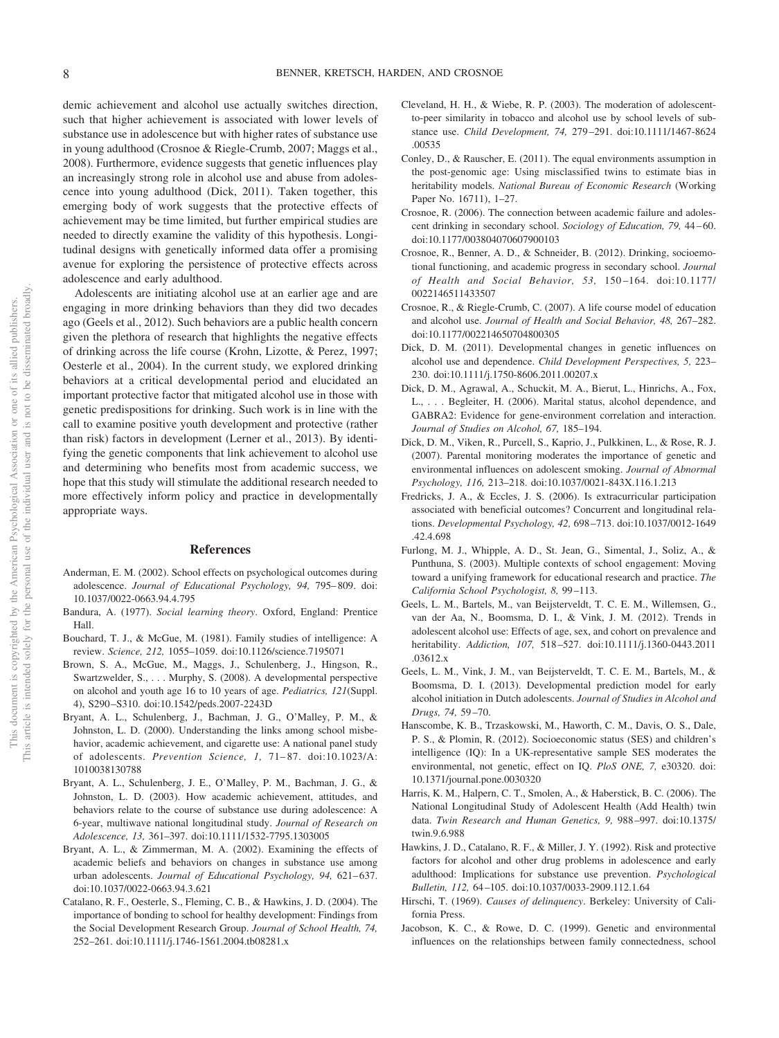demic achievement and alcohol use actually switches direction, such that higher achievement is associated with lower levels of substance use in adolescence but with higher rates of substance use in young adulthood (Crosnoe & Riegle-Crumb, 2007; Maggs et al., 2008). Furthermore, evidence suggests that genetic influences play an increasingly strong role in alcohol use and abuse from adolescence into young adulthood (Dick, 2011). Taken together, this emerging body of work suggests that the protective effects of achievement may be time limited, but further empirical studies are needed to directly examine the validity of this hypothesis. Longitudinal designs with genetically informed data offer a promising avenue for exploring the persistence of protective effects across adolescence and early adulthood.

Adolescents are initiating alcohol use at an earlier age and are engaging in more drinking behaviors than they did two decades ago (Geels et al., 2012). Such behaviors are a public health concern given the plethora of research that highlights the negative effects of drinking across the life course (Krohn, Lizotte, & Perez, 1997; Oesterle et al., 2004). In the current study, we explored drinking behaviors at a critical developmental period and elucidated an important protective factor that mitigated alcohol use in those with genetic predispositions for drinking. Such work is in line with the call to examine positive youth development and protective (rather than risk) factors in development (Lerner et al., 2013). By identifying the genetic components that link achievement to alcohol use and determining who benefits most from academic success, we hope that this study will stimulate the additional research needed to more effectively inform policy and practice in developmentally appropriate ways.

## References

Anderman, E. M. (2002). School effects on psychological outcomes during adolescence. *Journal of Educational Psychology, 94,* 795–809. doi: 10.1037/0022-0663.94.4.795

Bandura, A. (1977). *Social learning theory*. Oxford, England: Prentice Hall.

Bouchard, T. J., & McGue, M. (1981). Family studies of intelligence: A review. *Science, 212,* 1055–1059. doi:10.1126/science.7195071

Brown, S. A., McGue, M., Maggs, J., Schulenberg, J., Hingson, R., Swartzwelder, S., . . . Murphy, S. (2008). A developmental perspective on alcohol and youth age 16 to 10 years of age. *Pediatrics, 121*(Suppl. 4), S290–S310. doi:10.1542/peds.2007-2243D

Bryant, A. L., Schulenberg, J., Bachman, J. G., O'Malley, P. M., & Johnston, L. D. (2000). Understanding the links among school misbehavior, academic achievement, and cigarette use: A national panel study of adolescents. *Prevention Science, 1,* 71–87. doi:10.1023/A:1010038130788

Bryant, A. L., Schulenberg, J. E., O'Malley, P. M., Bachman, J. G., & Johnston, L. D. (2003). How academic achievement, attitudes, and behaviors relate to the course of substance use during adolescence: A 6-year, multiwave national longitudinal study. *Journal of Research on Adolescence, 13,* 361–397. doi:10.1111/1532-7795.1303005

Bryant, A. L., & Zimmerman, M. A. (2002). Examining the effects of academic beliefs and behaviors on changes in substance use among urban adolescents. *Journal of Educational Psychology, 94,* 621–637. doi:10.1037/0022-0663.94.3.621

Catalano, R. F., Oesterle, S., Fleming, C. B., & Hawkins, J. D. (2004). The importance of bonding to school for healthy development: Findings from the Social Development Research Group. *Journal of School Health, 74,* 252–261. doi:10.1111/j.1746-1561.2004.tb08281.x

Cleveland, H. H., & Wiebe, R. P. (2003). The moderation of adolescent-to-peer similarity in tobacco and alcohol use by school levels of substance use. *Child Development, 74,* 279–291. doi:10.1111/1467-8624.00535

Conley, D., & Rauscher, E. (2011). The equal environments assumption in the post-genomic age: Using misclassified twins to estimate bias in heritability models. *National Bureau of Economic Research* (Working Paper No. 16711), 1–27.

Crosnoe, R. (2006). The connection between academic failure and adolescent drinking in secondary school. *Sociology of Education, 79,* 44–60. doi:10.1177/003804070607900103

Crosnoe, R., Benner, A. D., & Schneider, B. (2012). Drinking, socioemotional functioning, and academic progress in secondary school. *Journal of Health and Social Behavior, 53,* 150–164. doi:10.1177/0022146511433507

Crosnoe, R., & Riegle-Crumb, C. (2007). A life course model of education and alcohol use. *Journal of Health and Social Behavior, 48,* 267–282. doi:10.1177/002214650704800305

Dick, D. M. (2011). Developmental changes in genetic influences on alcohol use and dependence. *Child Development Perspectives, 5,* 223–230. doi:10.1111/j.1750-8606.2011.00207.x

Dick, D. M., Agrawal, A., Schuckit, M. A., Bierut, L., Hinrichs, A., Fox, L., . . . Begleiter, H. (2006). Marital status, alcohol dependence, and GABRA2: Evidence for gene-environment correlation and interaction. *Journal of Studies on Alcohol, 67,* 185–194.

Dick, D. M., Viken, R., Purcell, S., Kaprio, J., Pulkkinen, L., & Rose, R. J. (2007). Parental monitoring moderates the importance of genetic and environmental influences on adolescent smoking. *Journal of Abnormal Psychology, 116,* 213–218. doi:10.1037/0021-843X.116.1.213

Fredricks, J. A., & Eccles, J. S. (2006). Is extracurricular participation associated with beneficial outcomes? Concurrent and longitudinal relations. *Developmental Psychology, 42,* 698–713. doi:10.1037/0012-1649.42.4.698

Furlong, M. J., Whipple, A. D., St. Jean, G., Simental, J., Soliz, A., & Punthuna, S. (2003). Multiple contexts of school engagement: Moving toward a unifying framework for educational research and practice. *The California School Psychologist, 8,* 99–113.

Geels, L. M., Bartels, M., van Beijsterveldt, T. C. E. M., Willemsen, G., van der Aa, N., Boomsma, D. I., & Vink, J. M. (2012). Trends in adolescent alcohol use: Effects of age, sex, and cohort on prevalence and heritability. *Addiction, 107,* 518–527. doi:10.1111/j.1360-0443.2011.03612.x

Geels, L. M., Vink, J. M., van Beijsterveldt, T. C. E. M., Bartels, M., & Boomsma, D. I. (2013). Developmental prediction model for early alcohol initiation in Dutch adolescents. *Journal of Studies in Alcohol and Drugs, 74,* 59–70.

Hanscombe, K. B., Trzaskowski, M., Haworth, C. M., Davis, O. S., Dale, P. S., & Plomin, R. (2012). Socioeconomic status (SES) and children's intelligence (IQ): In a UK-representative sample SES moderates the environmental, not genetic, effect on IQ. *PloS ONE, 7,* e30320. doi:10.1371/journal.pone.0030320

Harris, K. M., Halpern, C. T., Smolen, A., & Haberstick, B. C. (2006). The National Longitudinal Study of Adolescent Health (Add Health) twin data. *Twin Research and Human Genetics, 9,* 988–997. doi:10.1375/twin.9.6.988

Hawkins, J. D., Catalano, R. F., & Miller, J. Y. (1992). Risk and protective factors for alcohol and other drug problems in adolescence and early adulthood: Implications for substance use prevention. *Psychological Bulletin, 112,* 64–105. doi:10.1037/0033-2909.112.1.64

Hirschi, T. (1969). *Causes of delinquency*. Berkeley: University of California Press.

Jacobson, K. C., & Rowe, D. C. (1999). Genetic and environmental influences on the relationships between family connectedness, school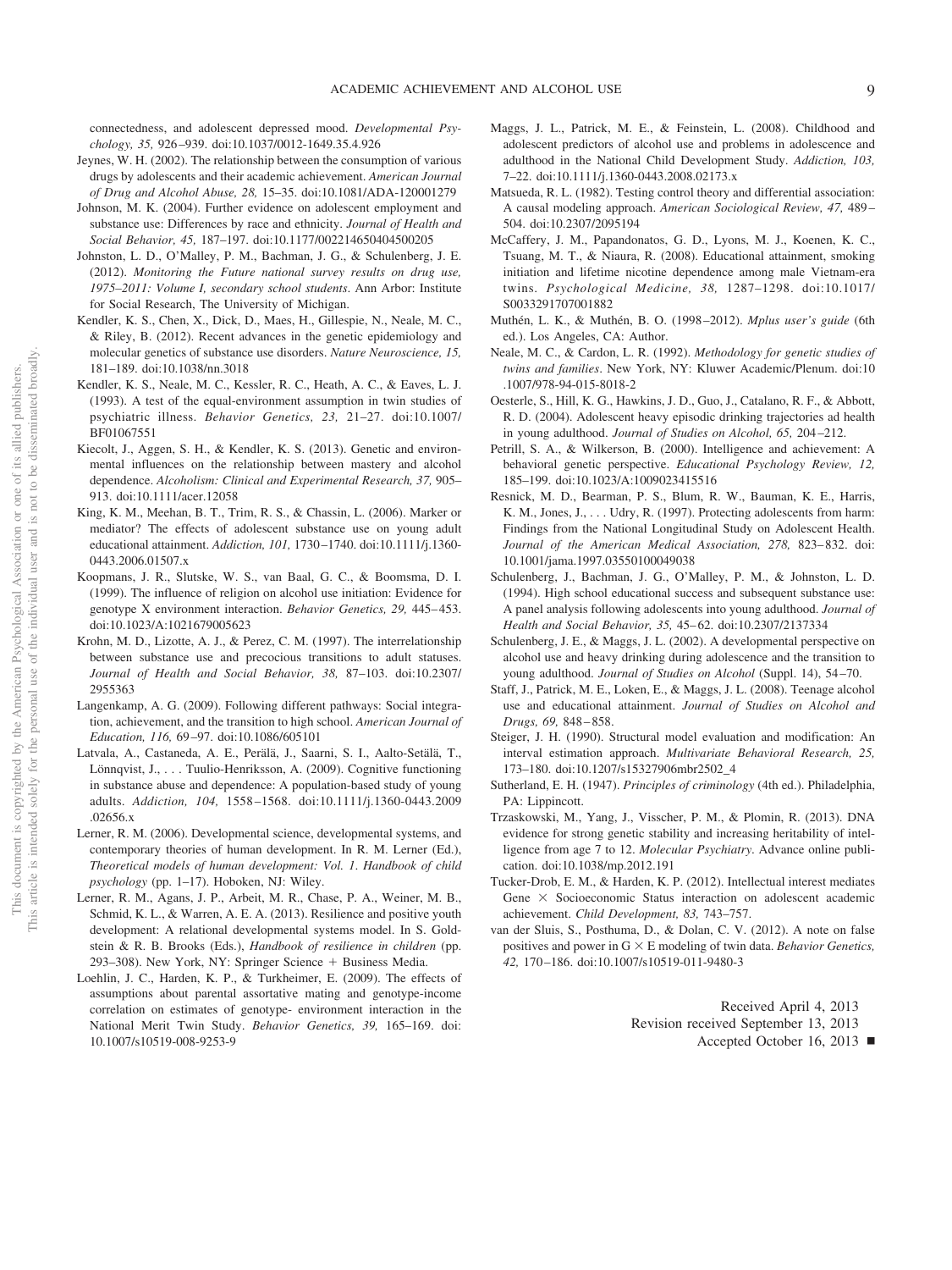connectedness, and adolescent depressed mood. *Developmental Psychology, 35,* 926–939. doi:10.1037/0012-1649.35.4.926

Jeynes, W. H. (2002). The relationship between the consumption of various drugs by adolescents and their academic achievement. *American Journal of Drug and Alcohol Abuse, 28,* 15–35. doi:10.1081/ADA-120001279

Johnson, M. K. (2004). Further evidence on adolescent employment and substance use: Differences by race and ethnicity. *Journal of Health and Social Behavior, 45,* 187–197. doi:10.1177/002214650404500205

Johnston, L. D., O'Malley, P. M., Bachman, J. G., & Schulenberg, J. E. (2012). *Monitoring the Future national survey results on drug use, 1975–2011: Volume I, secondary school students*. Ann Arbor: Institute for Social Research, The University of Michigan.

Kendler, K. S., Chen, X., Dick, D., Maes, H., Gillespie, N., Neale, M. C., & Riley, B. (2012). Recent advances in the genetic epidemiology and molecular genetics of substance use disorders. *Nature Neuroscience, 15,* 181–189. doi:10.1038/nn.3018

Kendler, K. S., Neale, M. C., Kessler, R. C., Heath, A. C., & Eaves, L. J. (1993). A test of the equal-environment assumption in twin studies of psychiatric illness. *Behavior Genetics, 23,* 21–27. doi:10.1007/BF01067551

Kiecolt, J., Aggen, S. H., & Kendler, K. S. (2013). Genetic and environmental influences on the relationship between mastery and alcohol dependence. *Alcoholism: Clinical and Experimental Research, 37,* 905–913. doi:10.1111/acer.12058

King, K. M., Meehan, B. T., Trim, R. S., & Chassin, L. (2006). Marker or mediator? The effects of adolescent substance use on young adult educational attainment. *Addiction, 101,* 1730–1740. doi:10.1111/j.1360-0443.2006.01507.x

Koopmans, J. R., Slutske, W. S., van Baal, G. C., & Boomsma, D. I. (1999). The influence of religion on alcohol use initiation: Evidence for genotype X environment interaction. *Behavior Genetics, 29,* 445–453. doi:10.1023/A:1021679005623

Krohn, M. D., Lizotte, A. J., & Perez, C. M. (1997). The interrelationship between substance use and precocious transitions to adult statuses. *Journal of Health and Social Behavior, 38,* 87–103. doi:10.2307/2955363

Langenkamp, A. G. (2009). Following different pathways: Social integration, achievement, and the transition to high school. *American Journal of Education, 116,* 69–97. doi:10.1086/605101

Latvala, A., Castaneda, A. E., Perälä, J., Saarni, S. I., Aalto-Setälä, T., Lönnqvist, J., . . . Tuulio-Henriksson, A. (2009). Cognitive functioning in substance abuse and dependence: A population-based study of young adults. *Addiction, 104,* 1558–1568. doi:10.1111/j.1360-0443.2009.02656.x

Lerner, R. M. (2006). Developmental science, developmental systems, and contemporary theories of human development. In R. M. Lerner (Ed.), *Theoretical models of human development: Vol. 1. Handbook of child psychology* (pp. 1–17). Hoboken, NJ: Wiley.

Lerner, R. M., Agans, J. P., Arbeit, M. R., Chase, P. A., Weiner, M. B., Schmid, K. L., & Warren, A. E. A. (2013). Resilience and positive youth development: A relational developmental systems model. In S. Goldstein & R. B. Brooks (Eds.), *Handbook of resilience in children* (pp. 293–308). New York, NY: Springer Science + Business Media.

Loehlin, J. C., Harden, K. P., & Turkheimer, E. (2009). The effects of assumptions about parental assortative mating and genotype-income correlation on estimates of genotype- environment interaction in the National Merit Twin Study. *Behavior Genetics, 39,* 165–169. doi:10.1007/s10519-008-9253-9

Maggs, J. L., Patrick, M. E., & Feinstein, L. (2008). Childhood and adolescent predictors of alcohol use and problems in adolescence and adulthood in the National Child Development Study. *Addiction, 103,* 7–22. doi:10.1111/j.1360-0443.2008.02173.x

Matsueda, R. L. (1982). Testing control theory and differential association: A causal modeling approach. *American Sociological Review, 47,* 489–504. doi:10.2307/2095194

McCaffery, J. M., Papandonatos, G. D., Lyons, M. J., Koenen, K. C., Tsuang, M. T., & Niaura, R. (2008). Educational attainment, smoking initiation and lifetime nicotine dependence among male Vietnam-era twins. *Psychological Medicine, 38,* 1287–1298. doi:10.1017/S0033291707001882

Muthén, L. K., & Muthén, B. O. (1998–2012). *Mplus user's guide* (6th ed.). Los Angeles, CA: Author.

Neale, M. C., & Cardon, L. R. (1992). *Methodology for genetic studies of twins and families*. New York, NY: Kluwer Academic/Plenum. doi:10.1007/978-94-015-8018-2

Oesterle, S., Hill, K. G., Hawkins, J. D., Guo, J., Catalano, R. F., & Abbott, R. D. (2004). Adolescent heavy episodic drinking trajectories ad health in young adulthood. *Journal of Studies on Alcohol, 65,* 204–212.

Petrill, S. A., & Wilkerson, B. (2000). Intelligence and achievement: A behavioral genetic perspective. *Educational Psychology Review, 12,* 185–199. doi:10.1023/A:1009023415516

Resnick, M. D., Bearman, P. S., Blum, R. W., Bauman, K. E., Harris, K. M., Jones, J., . . . Udry, R. (1997). Protecting adolescents from harm: Findings from the National Longitudinal Study on Adolescent Health. *Journal of the American Medical Association, 278,* 823–832. doi:10.1001/jama.1997.03550100049038

Schulenberg, J., Bachman, J. G., O'Malley, P. M., & Johnston, L. D. (1994). High school educational success and subsequent substance use: A panel analysis following adolescents into young adulthood. *Journal of Health and Social Behavior, 35,* 45–62. doi:10.2307/2137334

Schulenberg, J. E., & Maggs, J. L. (2002). A developmental perspective on alcohol use and heavy drinking during adolescence and the transition to young adulthood. *Journal of Studies on Alcohol* (Suppl. 14), 54–70.

Staff, J., Patrick, M. E., Loken, E., & Maggs, J. L. (2008). Teenage alcohol use and educational attainment. *Journal of Studies on Alcohol and Drugs, 69,* 848–858.

Steiger, J. H. (1990). Structural model evaluation and modification: An interval estimation approach. *Multivariate Behavioral Research, 25,* 173–180. doi:10.1207/s15327906mbr2502_4

Sutherland, E. H. (1947). *Principles of criminology* (4th ed.). Philadelphia, PA: Lippincott.

Trzaskowski, M., Yang, J., Visscher, P. M., & Plomin, R. (2013). DNA evidence for strong genetic stability and increasing heritability of intelligence from age 7 to 12. *Molecular Psychiatry*. Advance online publication. doi:10.1038/mp.2012.191

Tucker-Drob, E. M., & Harden, K. P. (2012). Intellectual interest mediates Gene × Socioeconomic Status interaction on adolescent academic achievement. *Child Development, 83,* 743–757.

van der Sluis, S., Posthuma, D., & Dolan, C. V. (2012). A note on false positives and power in G × E modeling of twin data. *Behavior Genetics, 42,* 170–186. doi:10.1007/s10519-011-9480-3

Received April 4, 2013
Revision received September 13, 2013
Accepted October 16, 2013 ■